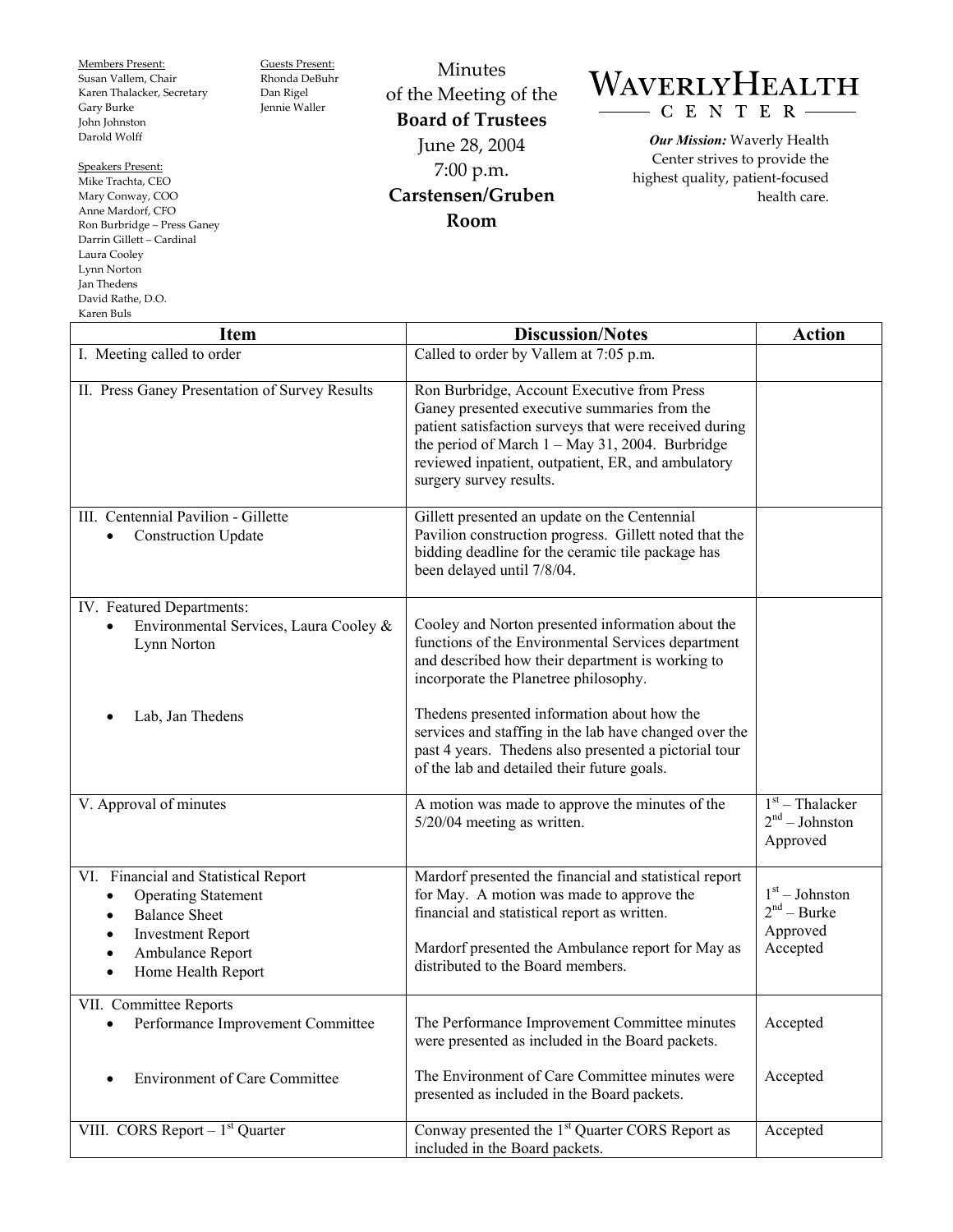Members Present:
Susan Vallem, Chair
Karen Thalacker, Secretary
Gary Burke
John Johnston
Darold Wolff

Guests Present:
Rhonda DeBuhr
Dan Rigel
Jennie Waller

Speakers Present:
Mike Trachta, CEO
Mary Conway, COO
Anne Mardorf, CFO
Ron Burbridge – Press Ganey
Darrin Gillett – Cardinal
Laura Cooley
Lynn Norton
Jan Thedens
David Rathe, D.O.
Karen Buls

# Minutes of the Meeting of the **Board of Trustees**

June 28, 2004
7:00 p.m.
**Carstensen/Gruben Room**

# WAVERLY HEALTH CENTER

***Our Mission:*** Waverly Health Center strives to provide the highest quality, patient-focused health care.

| Item | Discussion/Notes | Action |
|---|---|---|
| I. Meeting called to order | Called to order by Vallem at 7:05 p.m. | |
| II. Press Ganey Presentation of Survey Results | Ron Burbridge, Account Executive from Press Ganey presented executive summaries from the patient satisfaction surveys that were received during the period of March 1 – May 31, 2004. Burbridge reviewed inpatient, outpatient, ER, and ambulatory surgery survey results. | |
| III. Centennial Pavilion - Gillette<br>• Construction Update | Gillett presented an update on the Centennial Pavilion construction progress. Gillett noted that the bidding deadline for the ceramic tile package has been delayed until 7/8/04. | |
| IV. Featured Departments:<br>• Environmental Services, Laura Cooley & Lynn Norton<br>• Lab, Jan Thedens | Cooley and Norton presented information about the functions of the Environmental Services department and described how their department is working to incorporate the Planetree philosophy.<br><br>Thedens presented information about how the services and staffing in the lab have changed over the past 4 years. Thedens also presented a pictorial tour of the lab and detailed their future goals. | |
| V. Approval of minutes | A motion was made to approve the minutes of the 5/20/04 meeting as written. | 1st – Thalacker<br>2nd – Johnston<br>Approved |
| VI. Financial and Statistical Report<br>• Operating Statement<br>• Balance Sheet<br>• Investment Report<br>• Ambulance Report<br>• Home Health Report | Mardorf presented the financial and statistical report for May. A motion was made to approve the financial and statistical report as written.<br><br>Mardorf presented the Ambulance report for May as distributed to the Board members. | 1st – Johnston<br>2nd – Burke<br>Approved<br>Accepted |
| VII. Committee Reports<br>• Performance Improvement Committee<br>• Environment of Care Committee | The Performance Improvement Committee minutes were presented as included in the Board packets.<br><br>The Environment of Care Committee minutes were presented as included in the Board packets. | Accepted<br><br>Accepted |
| VIII. CORS Report – 1st Quarter | Conway presented the 1st Quarter CORS Report as included in the Board packets. | Accepted |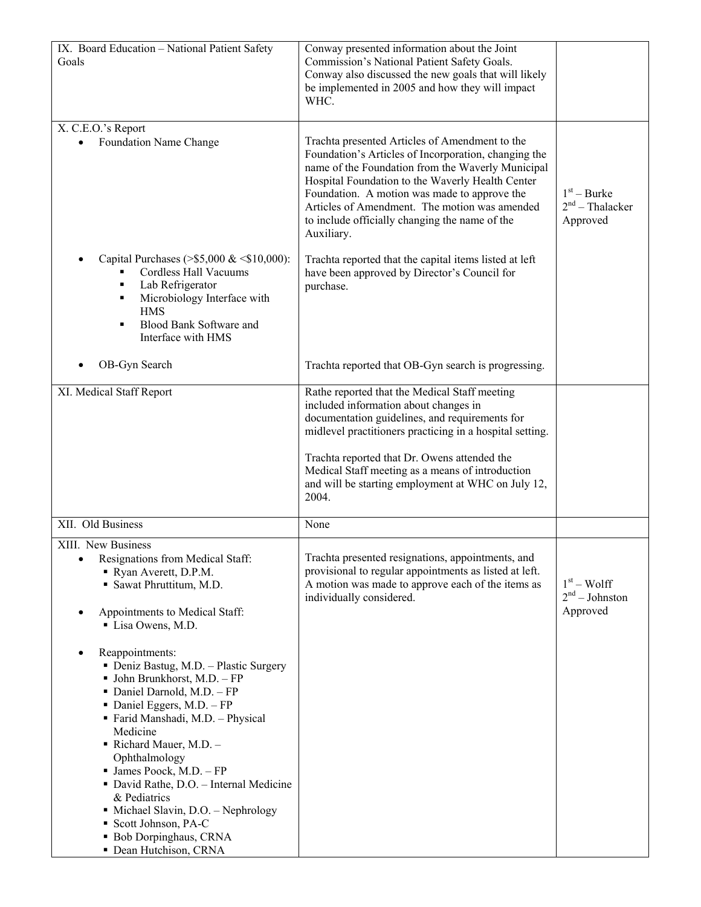| | | |
|---|---|---|
| IX. Board Education – National Patient Safety Goals | Conway presented information about the Joint Commission's National Patient Safety Goals. Conway also discussed the new goals that will likely be implemented in 2005 and how they will impact WHC. | |
| X. C.E.O.'s Report<br>• Foundation Name Change<br><br><br><br><br><br><br>• Capital Purchases (>$5,000 & <$10,000):<br>▪ Cordless Hall Vacuums<br>▪ Lab Refrigerator<br>▪ Microbiology Interface with HMS<br>▪ Blood Bank Software and Interface with HMS<br><br>• OB-Gyn Search | Trachta presented Articles of Amendment to the Foundation's Articles of Incorporation, changing the name of the Foundation from the Waverly Municipal Hospital Foundation to the Waverly Health Center Foundation. A motion was made to approve the Articles of Amendment. The motion was amended to include officially changing the name of the Auxiliary.<br><br>Trachta reported that the capital items listed at left have been approved by Director's Council for purchase.<br><br><br><br><br>Trachta reported that OB-Gyn search is progressing. | 1st – Burke<br>2nd – Thalacker<br>Approved |
| XI. Medical Staff Report | Rathe reported that the Medical Staff meeting included information about changes in documentation guidelines, and requirements for midlevel practitioners practicing in a hospital setting.<br><br>Trachta reported that Dr. Owens attended the Medical Staff meeting as a means of introduction and will be starting employment at WHC on July 12, 2004. | |
| XII. Old Business | None | |
| XIII. New Business<br>• Resignations from Medical Staff:<br>▪ Ryan Averett, D.P.M.<br>▪ Sawat Phruttitum, M.D.<br><br>• Appointments to Medical Staff:<br>▪ Lisa Owens, M.D.<br><br>• Reappointments:<br>▪ Deniz Bastug, M.D. – Plastic Surgery<br>▪ John Brunkhorst, M.D. – FP<br>▪ Daniel Darnold, M.D. – FP<br>▪ Daniel Eggers, M.D. – FP<br>▪ Farid Manshadi, M.D. – Physical Medicine<br>▪ Richard Mauer, M.D. – Ophthalmology<br>▪ James Poock, M.D. – FP<br>▪ David Rathe, D.O. – Internal Medicine & Pediatrics<br>▪ Michael Slavin, D.O. – Nephrology<br>▪ Scott Johnson, PA-C<br>▪ Bob Dorpinghaus, CRNA<br>▪ Dean Hutchison, CRNA | Trachta presented resignations, appointments, and provisional to regular appointments as listed at left. A motion was made to approve each of the items as individually considered. | 1st – Wolff<br>2nd – Johnston<br>Approved |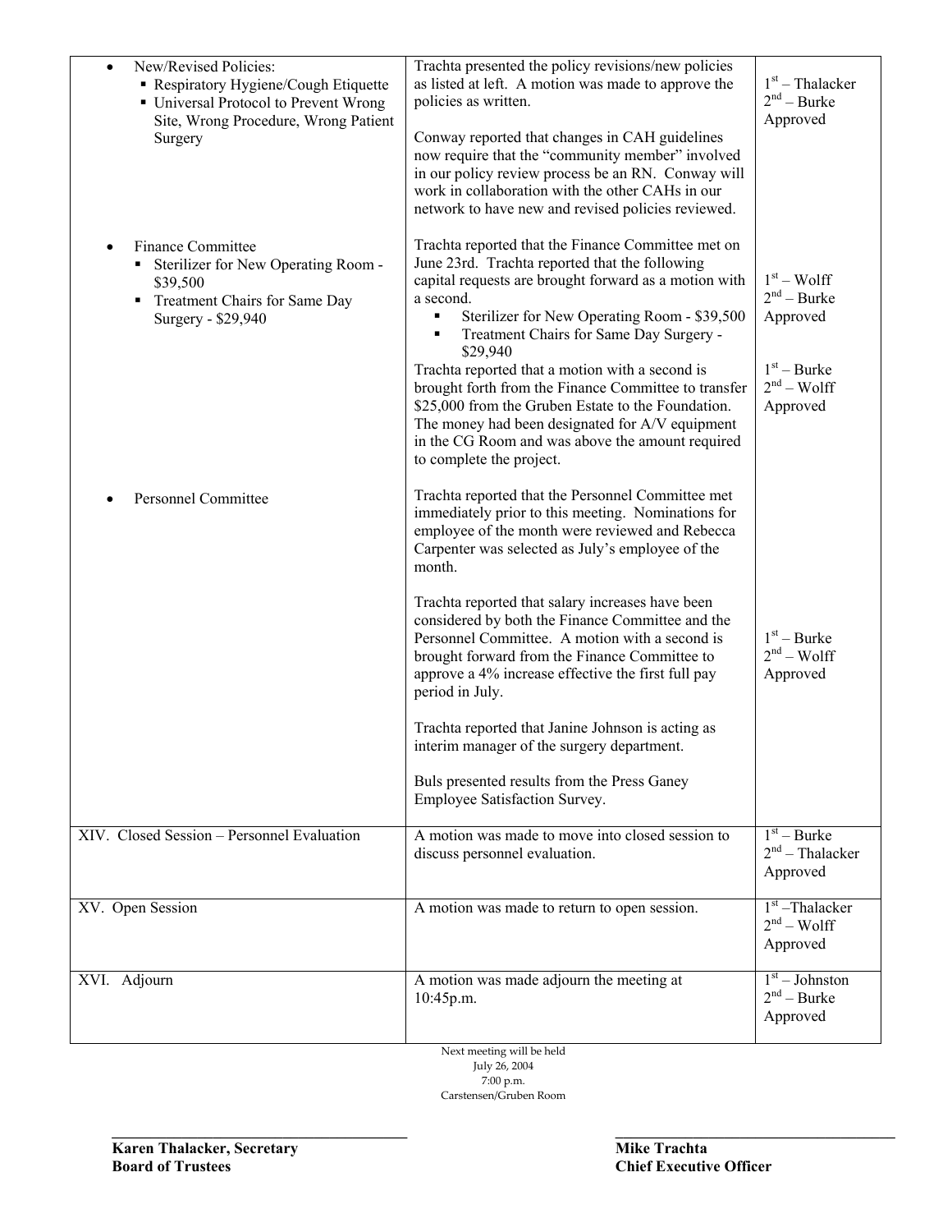| | | |
|---|---|---|
| • New/Revised Policies:<br>▪ Respiratory Hygiene/Cough Etiquette<br>▪ Universal Protocol to Prevent Wrong Site, Wrong Procedure, Wrong Patient Surgery | Trachta presented the policy revisions/new policies as listed at left. A motion was made to approve the policies as written.<br><br>Conway reported that changes in CAH guidelines now require that the "community member" involved in our policy review process be an RN. Conway will work in collaboration with the other CAHs in our network to have new and revised policies reviewed. | 1st – Thalacker<br>2nd – Burke<br>Approved |
| • Finance Committee<br>▪ Sterilizer for New Operating Room - $39,500<br>▪ Treatment Chairs for Same Day Surgery - $29,940 | Trachta reported that the Finance Committee met on June 23rd. Trachta reported that the following capital requests are brought forward as a motion with a second.<br>▪ Sterilizer for New Operating Room - $39,500<br>▪ Treatment Chairs for Same Day Surgery - $29,940<br>Trachta reported that a motion with a second is brought forth from the Finance Committee to transfer $25,000 from the Gruben Estate to the Foundation. The money had been designated for A/V equipment in the CG Room and was above the amount required to complete the project. | 1st – Wolff<br>2nd – Burke<br>Approved<br><br>1st – Burke<br>2nd – Wolff<br>Approved |
| • Personnel Committee | Trachta reported that the Personnel Committee met immediately prior to this meeting. Nominations for employee of the month were reviewed and Rebecca Carpenter was selected as July's employee of the month.<br><br>Trachta reported that salary increases have been considered by both the Finance Committee and the Personnel Committee. A motion with a second is brought forward from the Finance Committee to approve a 4% increase effective the first full pay period in July.<br><br>Trachta reported that Janine Johnson is acting as interim manager of the surgery department.<br><br>Buls presented results from the Press Ganey Employee Satisfaction Survey. | <br><br><br><br><br>1st – Burke<br>2nd – Wolff<br>Approved |
| XIV. Closed Session – Personnel Evaluation | A motion was made to move into closed session to discuss personnel evaluation. | 1st – Burke<br>2nd – Thalacker<br>Approved |
| XV. Open Session | A motion was made to return to open session. | 1st –Thalacker<br>2nd – Wolff<br>Approved |
| XVI. Adjourn | A motion was made adjourn the meeting at 10:45p.m. | 1st – Johnston<br>2nd – Burke<br>Approved |

Next meeting will be held
July 26, 2004
7:00 p.m.
Carstensen/Gruben Room

**Karen Thalacker, Secretary**
**Board of Trustees**

**Mike Trachta**
**Chief Executive Officer**